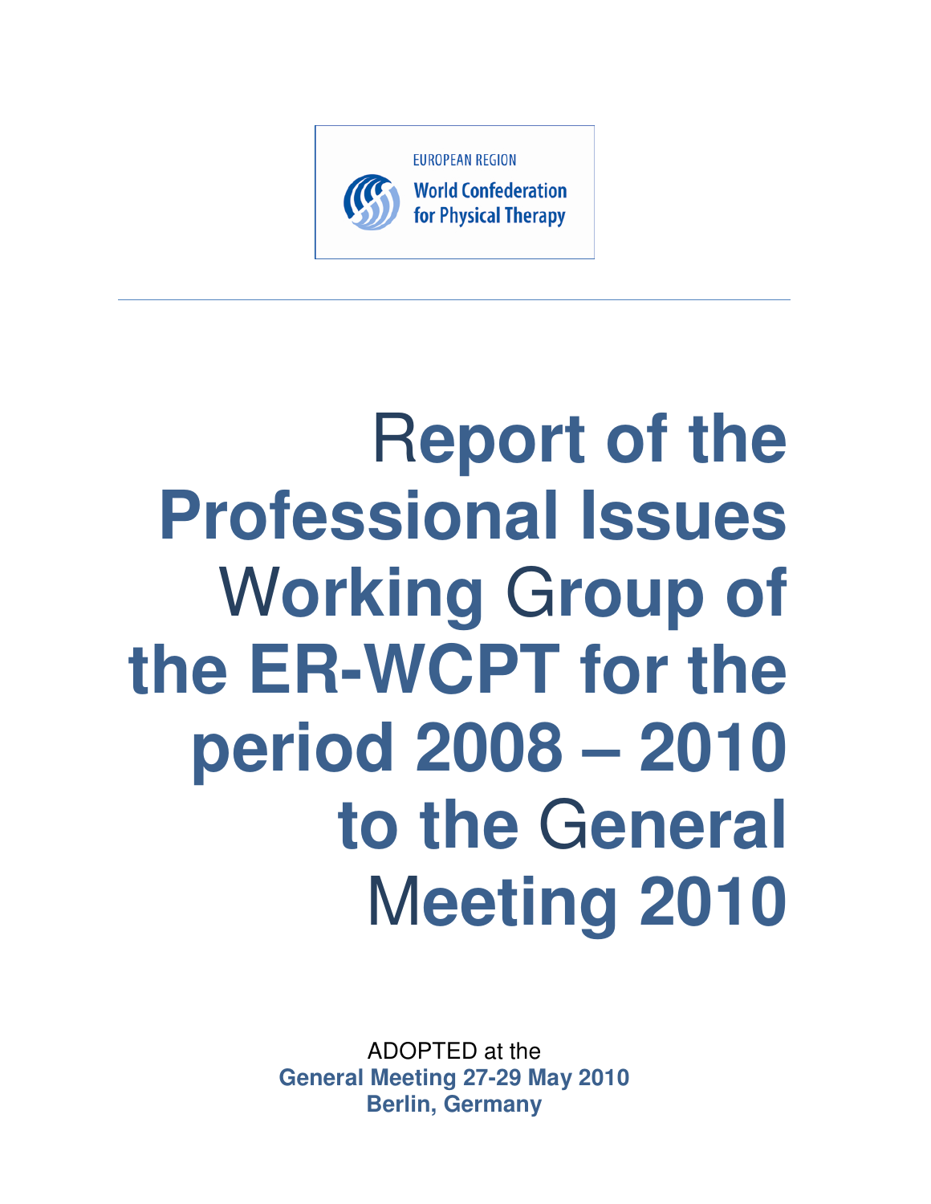EUROPEAN REGION
World Confederation for Physical Therapy

# Report of the Professional Issues Working Group of the ER-WCPT for the period 2008 – 2010 to the General Meeting 2010

ADOPTED at the
**General Meeting 27-29 May 2010**
**Berlin, Germany**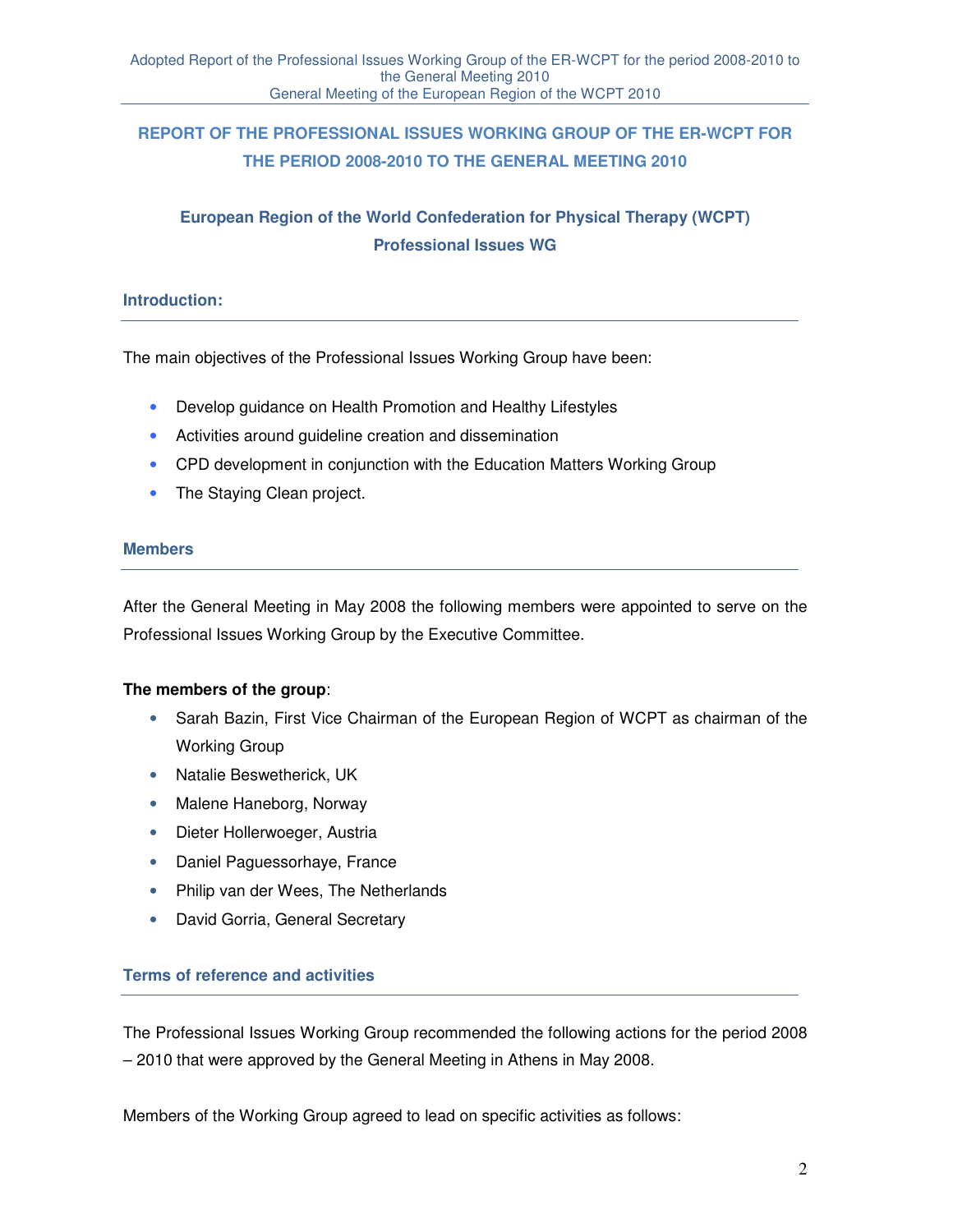## REPORT OF THE PROFESSIONAL ISSUES WORKING GROUP OF THE ER-WCPT FOR THE PERIOD 2008-2010 TO THE GENERAL MEETING 2010

### European Region of the World Confederation for Physical Therapy (WCPT) Professional Issues WG

### Introduction:

The main objectives of the Professional Issues Working Group have been:

- Develop guidance on Health Promotion and Healthy Lifestyles
- Activities around guideline creation and dissemination
- CPD development in conjunction with the Education Matters Working Group
- The Staying Clean project.

### Members

After the General Meeting in May 2008 the following members were appointed to serve on the Professional Issues Working Group by the Executive Committee.

**The members of the group**:

- Sarah Bazin, First Vice Chairman of the European Region of WCPT as chairman of the Working Group
- Natalie Beswetherick, UK
- Malene Haneborg, Norway
- Dieter Hollerwoeger, Austria
- Daniel Paguessorhaye, France
- Philip van der Wees, The Netherlands
- David Gorria, General Secretary

### Terms of reference and activities

The Professional Issues Working Group recommended the following actions for the period 2008 – 2010 that were approved by the General Meeting in Athens in May 2008.

Members of the Working Group agreed to lead on specific activities as follows: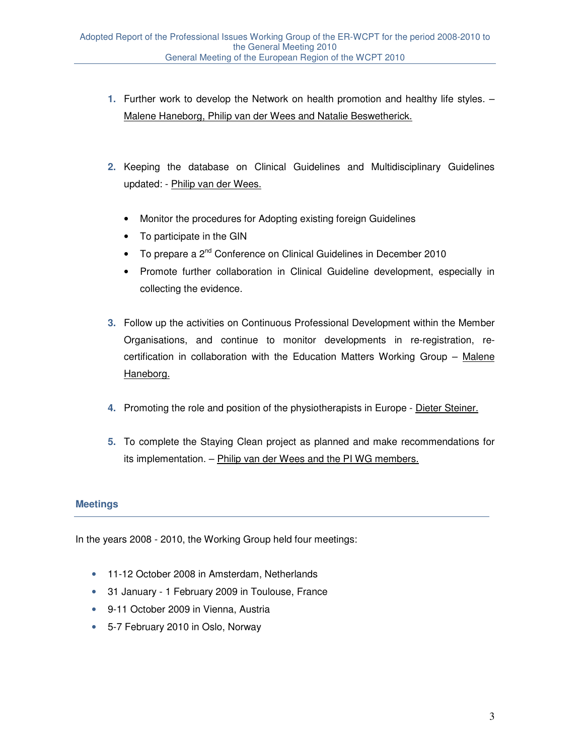1. Further work to develop the Network on health promotion and healthy life styles. – Malene Haneborg, Philip van der Wees and Natalie Beswetherick.

2. Keeping the database on Clinical Guidelines and Multidisciplinary Guidelines updated: - Philip van der Wees.

   - Monitor the procedures for Adopting existing foreign Guidelines
   - To participate in the GIN
   - To prepare a 2nd Conference on Clinical Guidelines in December 2010
   - Promote further collaboration in Clinical Guideline development, especially in collecting the evidence.

3. Follow up the activities on Continuous Professional Development within the Member Organisations, and continue to monitor developments in re-registration, re-certification in collaboration with the Education Matters Working Group – Malene Haneborg.

4. Promoting the role and position of the physiotherapists in Europe - Dieter Steiner.

5. To complete the Staying Clean project as planned and make recommendations for its implementation. – Philip van der Wees and the PI WG members.

## Meetings

In the years 2008 - 2010, the Working Group held four meetings:

- 11-12 October 2008 in Amsterdam, Netherlands
- 31 January - 1 February 2009 in Toulouse, France
- 9-11 October 2009 in Vienna, Austria
- 5-7 February 2010 in Oslo, Norway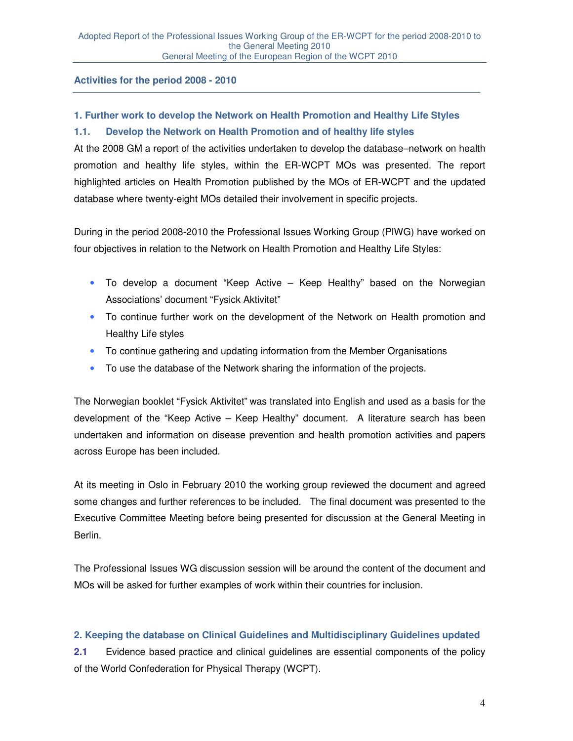## Activities for the period 2008 - 2010

### 1. Further work to develop the Network on Health Promotion and Healthy Life Styles

### 1.1. Develop the Network on Health Promotion and of healthy life styles

At the 2008 GM a report of the activities undertaken to develop the database–network on health promotion and healthy life styles, within the ER-WCPT MOs was presented. The report highlighted articles on Health Promotion published by the MOs of ER-WCPT and the updated database where twenty-eight MOs detailed their involvement in specific projects.

During in the period 2008-2010 the Professional Issues Working Group (PIWG) have worked on four objectives in relation to the Network on Health Promotion and Healthy Life Styles:

- To develop a document “Keep Active – Keep Healthy” based on the Norwegian Associations’ document “Fysick Aktivitet”
- To continue further work on the development of the Network on Health promotion and Healthy Life styles
- To continue gathering and updating information from the Member Organisations
- To use the database of the Network sharing the information of the projects.

The Norwegian booklet “Fysick Aktivitet” was translated into English and used as a basis for the development of the “Keep Active – Keep Healthy” document. A literature search has been undertaken and information on disease prevention and health promotion activities and papers across Europe has been included.

At its meeting in Oslo in February 2010 the working group reviewed the document and agreed some changes and further references to be included. The final document was presented to the Executive Committee Meeting before being presented for discussion at the General Meeting in Berlin.

The Professional Issues WG discussion session will be around the content of the document and MOs will be asked for further examples of work within their countries for inclusion.

### 2. Keeping the database on Clinical Guidelines and Multidisciplinary Guidelines updated

**2.1** Evidence based practice and clinical guidelines are essential components of the policy of the World Confederation for Physical Therapy (WCPT).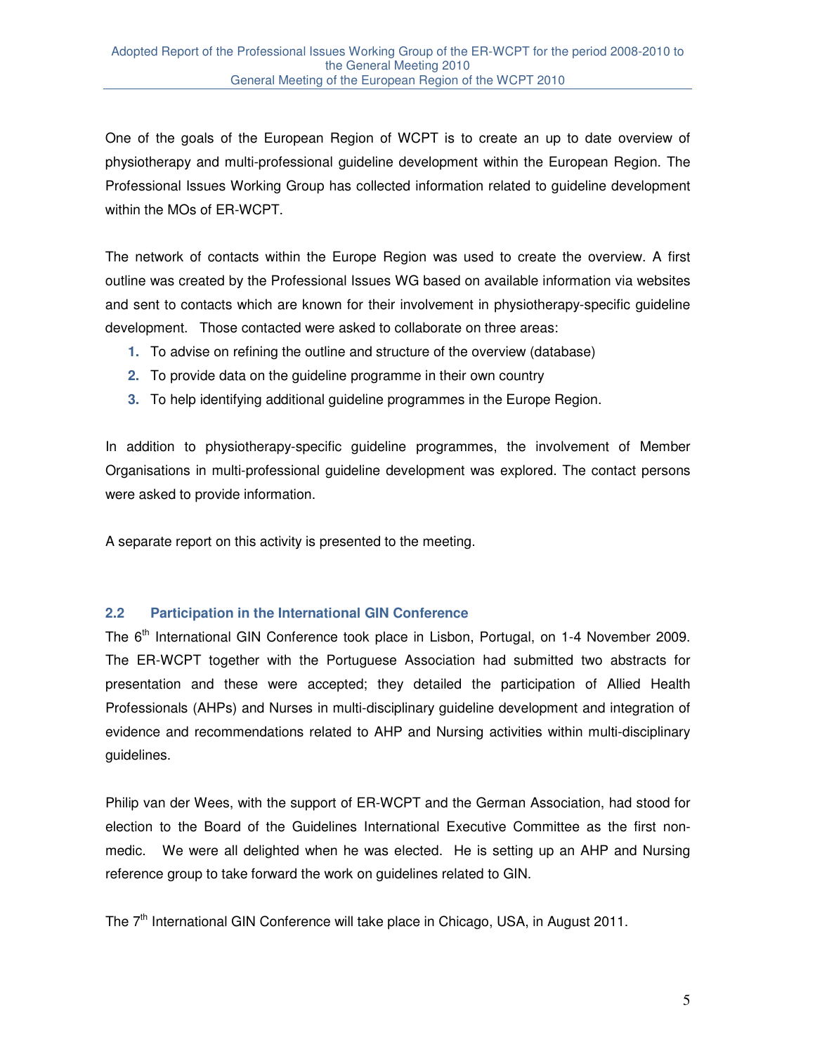One of the goals of the European Region of WCPT is to create an up to date overview of physiotherapy and multi-professional guideline development within the European Region. The Professional Issues Working Group has collected information related to guideline development within the MOs of ER-WCPT.

The network of contacts within the Europe Region was used to create the overview. A first outline was created by the Professional Issues WG based on available information via websites and sent to contacts which are known for their involvement in physiotherapy-specific guideline development. Those contacted were asked to collaborate on three areas:

1. To advise on refining the outline and structure of the overview (database)
2. To provide data on the guideline programme in their own country
3. To help identifying additional guideline programmes in the Europe Region.

In addition to physiotherapy-specific guideline programmes, the involvement of Member Organisations in multi-professional guideline development was explored. The contact persons were asked to provide information.

A separate report on this activity is presented to the meeting.

### 2.2 Participation in the International GIN Conference

The 6th International GIN Conference took place in Lisbon, Portugal, on 1-4 November 2009. The ER-WCPT together with the Portuguese Association had submitted two abstracts for presentation and these were accepted; they detailed the participation of Allied Health Professionals (AHPs) and Nurses in multi-disciplinary guideline development and integration of evidence and recommendations related to AHP and Nursing activities within multi-disciplinary guidelines.

Philip van der Wees, with the support of ER-WCPT and the German Association, had stood for election to the Board of the Guidelines International Executive Committee as the first non-medic. We were all delighted when he was elected. He is setting up an AHP and Nursing reference group to take forward the work on guidelines related to GIN.

The 7th International GIN Conference will take place in Chicago, USA, in August 2011.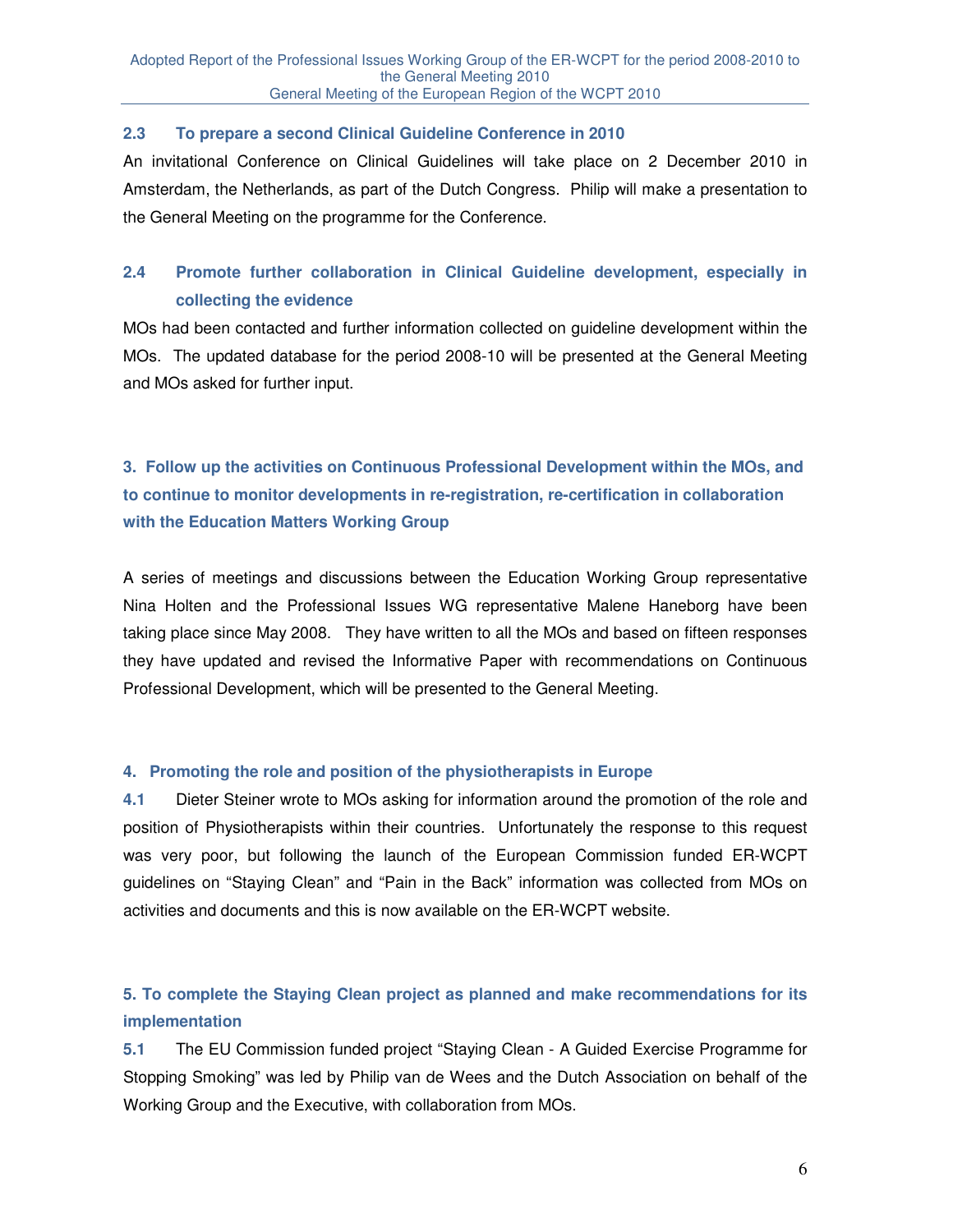### 2.3 To prepare a second Clinical Guideline Conference in 2010

An invitational Conference on Clinical Guidelines will take place on 2 December 2010 in Amsterdam, the Netherlands, as part of the Dutch Congress. Philip will make a presentation to the General Meeting on the programme for the Conference.

### 2.4 Promote further collaboration in Clinical Guideline development, especially in collecting the evidence

MOs had been contacted and further information collected on guideline development within the MOs. The updated database for the period 2008-10 will be presented at the General Meeting and MOs asked for further input.

## 3. Follow up the activities on Continuous Professional Development within the MOs, and to continue to monitor developments in re-registration, re-certification in collaboration with the Education Matters Working Group

A series of meetings and discussions between the Education Working Group representative Nina Holten and the Professional Issues WG representative Malene Haneborg have been taking place since May 2008. They have written to all the MOs and based on fifteen responses they have updated and revised the Informative Paper with recommendations on Continuous Professional Development, which will be presented to the General Meeting.

## 4. Promoting the role and position of the physiotherapists in Europe

**4.1** Dieter Steiner wrote to MOs asking for information around the promotion of the role and position of Physiotherapists within their countries. Unfortunately the response to this request was very poor, but following the launch of the European Commission funded ER-WCPT guidelines on "Staying Clean" and "Pain in the Back" information was collected from MOs on activities and documents and this is now available on the ER-WCPT website.

## 5. To complete the Staying Clean project as planned and make recommendations for its implementation

**5.1** The EU Commission funded project "Staying Clean - A Guided Exercise Programme for Stopping Smoking" was led by Philip van de Wees and the Dutch Association on behalf of the Working Group and the Executive, with collaboration from MOs.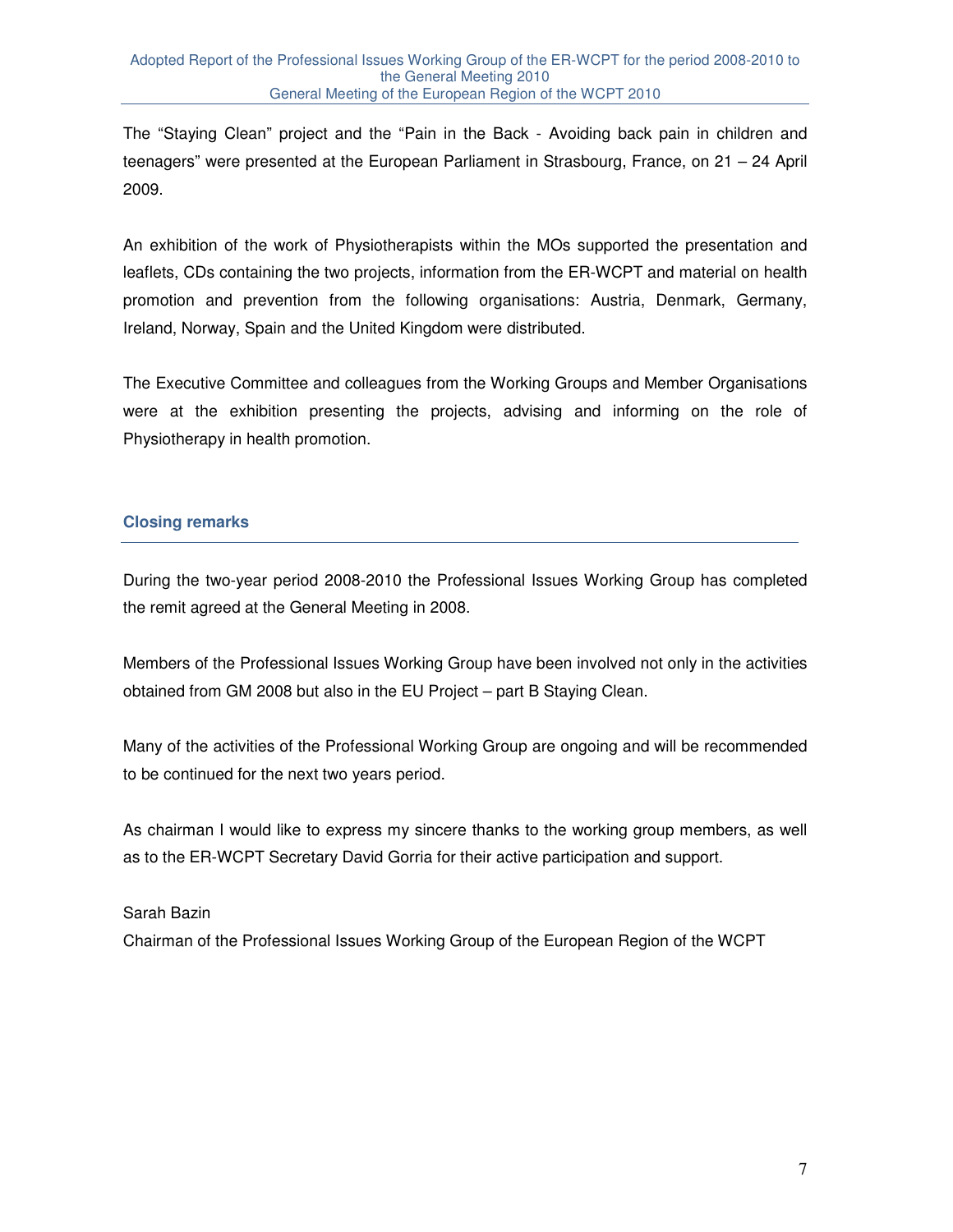The “Staying Clean” project and the “Pain in the Back - Avoiding back pain in children and teenagers” were presented at the European Parliament in Strasbourg, France, on 21 – 24 April 2009.

An exhibition of the work of Physiotherapists within the MOs supported the presentation and leaflets, CDs containing the two projects, information from the ER-WCPT and material on health promotion and prevention from the following organisations: Austria, Denmark, Germany, Ireland, Norway, Spain and the United Kingdom were distributed.

The Executive Committee and colleagues from the Working Groups and Member Organisations were at the exhibition presenting the projects, advising and informing on the role of Physiotherapy in health promotion.

## Closing remarks

During the two-year period 2008-2010 the Professional Issues Working Group has completed the remit agreed at the General Meeting in 2008.

Members of the Professional Issues Working Group have been involved not only in the activities obtained from GM 2008 but also in the EU Project – part B Staying Clean.

Many of the activities of the Professional Working Group are ongoing and will be recommended to be continued for the next two years period.

As chairman I would like to express my sincere thanks to the working group members, as well as to the ER-WCPT Secretary David Gorria for their active participation and support.

Sarah Bazin

Chairman of the Professional Issues Working Group of the European Region of the WCPT